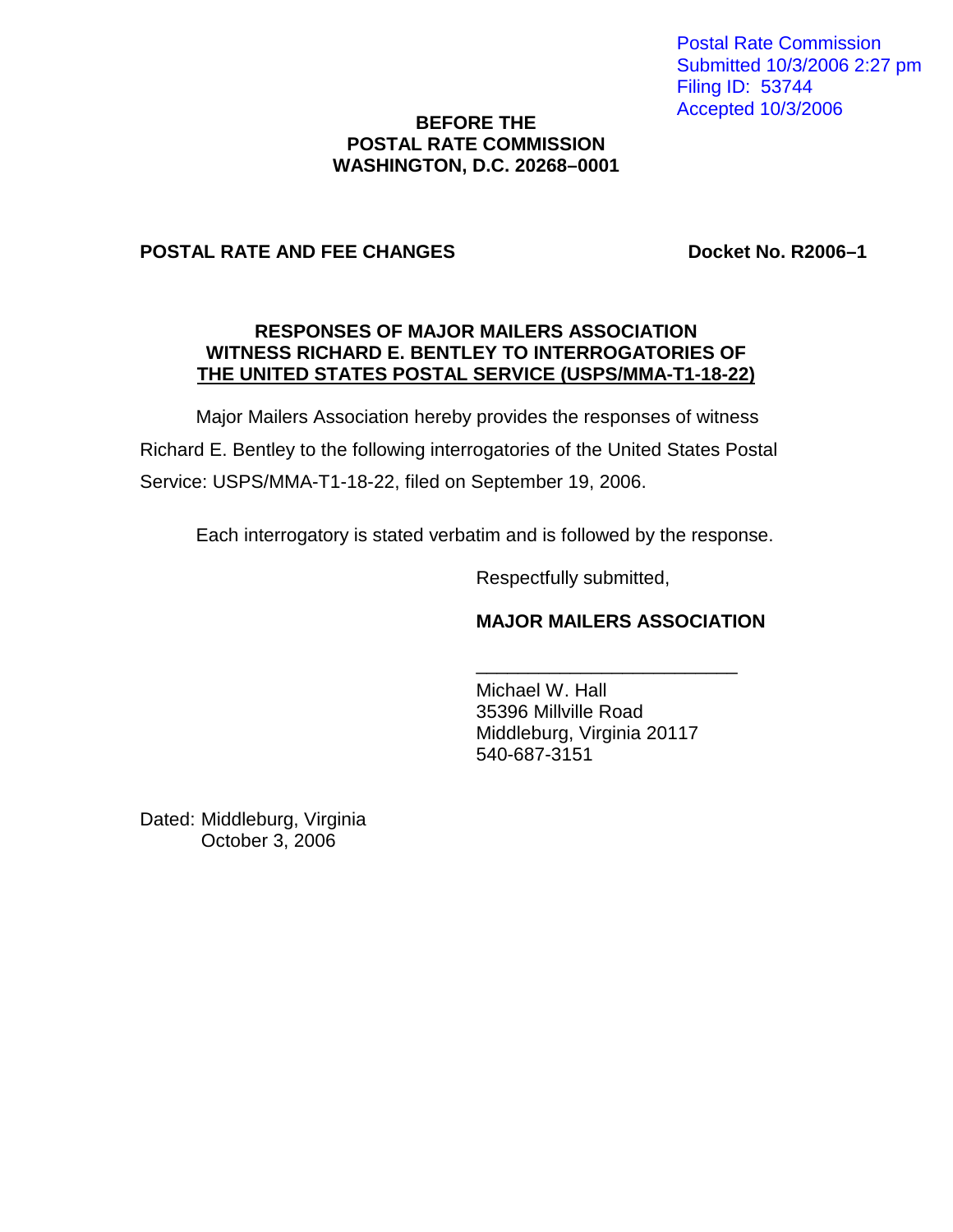Postal Rate Commission
Submitted 10/3/2006 2:27 pm
Filing ID: 53744
Accepted 10/3/2006

**BEFORE THE**
**POSTAL RATE COMMISSION**
**WASHINGTON, D.C. 20268–0001**

**POSTAL RATE AND FEE CHANGES** **Docket No. R2006–1**

**RESPONSES OF MAJOR MAILERS ASSOCIATION**
**WITNESS RICHARD E. BENTLEY TO INTERROGATORIES OF**
**THE UNITED STATES POSTAL SERVICE (USPS/MMA-T1-18-22)**

Major Mailers Association hereby provides the responses of witness Richard E. Bentley to the following interrogatories of the United States Postal Service: USPS/MMA-T1-18-22, filed on September 19, 2006.

Each interrogatory is stated verbatim and is followed by the response.

Respectfully submitted,

**MAJOR MAILERS ASSOCIATION**

\_\_\_\_\_\_\_\_\_\_\_\_\_\_\_\_\_\_\_\_\_\_\_\_\_\_

Michael W. Hall
35396 Millville Road
Middleburg, Virginia 20117
540-687-3151

Dated: Middleburg, Virginia
October 3, 2006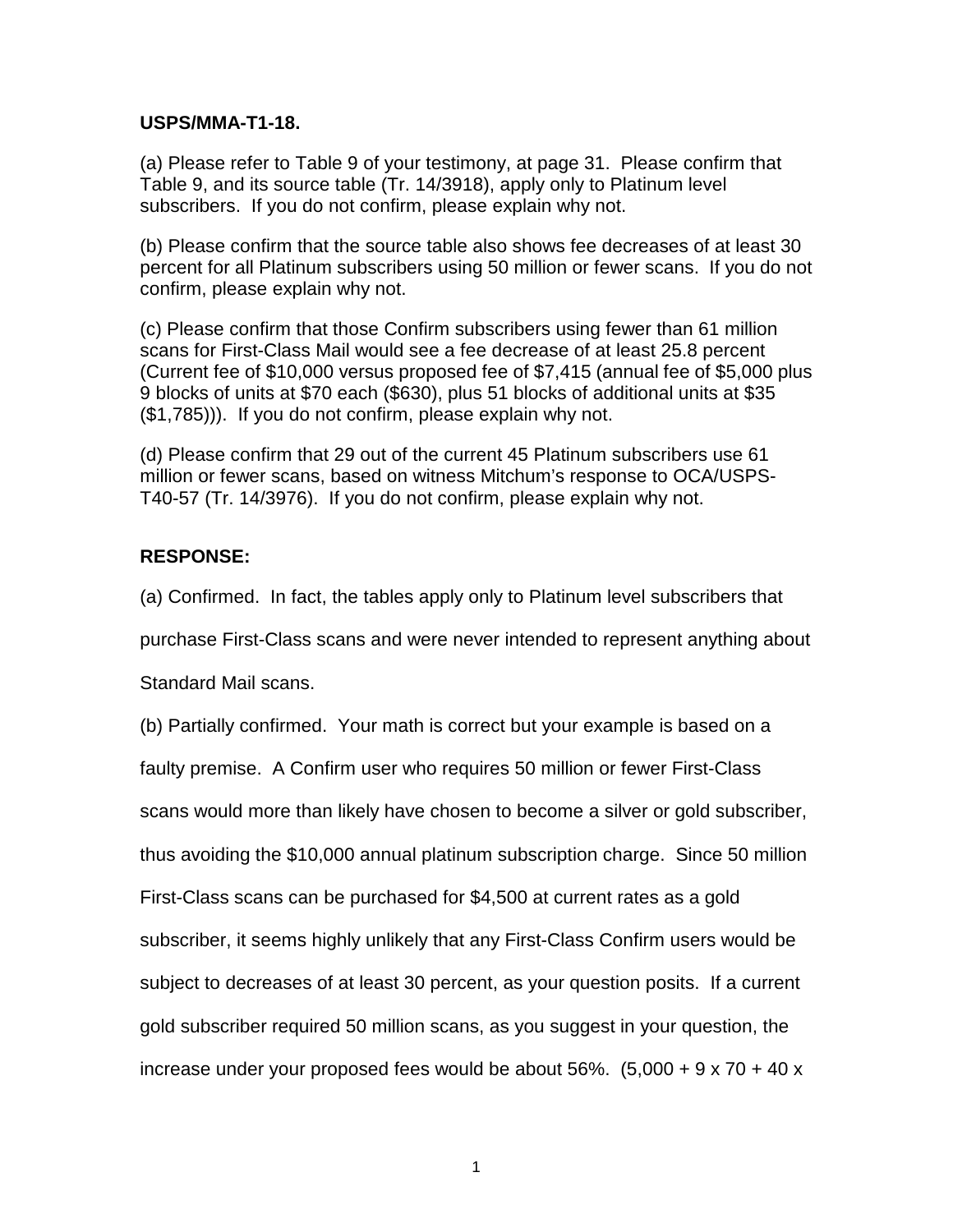**USPS/MMA-T1-18.**

(a) Please refer to Table 9 of your testimony, at page 31. Please confirm that Table 9, and its source table (Tr. 14/3918), apply only to Platinum level subscribers. If you do not confirm, please explain why not.

(b) Please confirm that the source table also shows fee decreases of at least 30 percent for all Platinum subscribers using 50 million or fewer scans. If you do not confirm, please explain why not.

(c) Please confirm that those Confirm subscribers using fewer than 61 million scans for First-Class Mail would see a fee decrease of at least 25.8 percent (Current fee of $10,000 versus proposed fee of $7,415 (annual fee of $5,000 plus 9 blocks of units at $70 each ($630), plus 51 blocks of additional units at $35 ($1,785))). If you do not confirm, please explain why not.

(d) Please confirm that 29 out of the current 45 Platinum subscribers use 61 million or fewer scans, based on witness Mitchum's response to OCA/USPS-T40-57 (Tr. 14/3976). If you do not confirm, please explain why not.

**RESPONSE:**

(a) Confirmed. In fact, the tables apply only to Platinum level subscribers that purchase First-Class scans and were never intended to represent anything about Standard Mail scans.

(b) Partially confirmed. Your math is correct but your example is based on a faulty premise. A Confirm user who requires 50 million or fewer First-Class scans would more than likely have chosen to become a silver or gold subscriber, thus avoiding the $10,000 annual platinum subscription charge. Since 50 million First-Class scans can be purchased for $4,500 at current rates as a gold subscriber, it seems highly unlikely that any First-Class Confirm users would be subject to decreases of at least 30 percent, as your question posits. If a current gold subscriber required 50 million scans, as you suggest in your question, the increase under your proposed fees would be about 56%. (5,000 + 9 x 70 + 40 x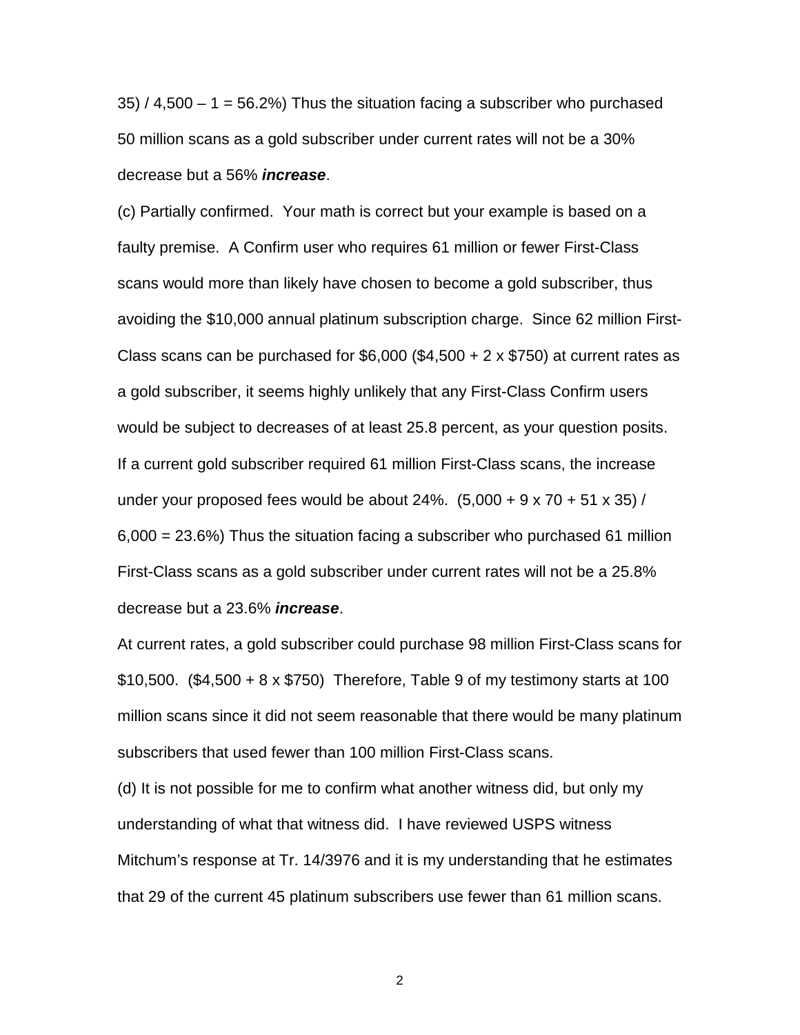35) / 4,500 – 1 = 56.2%) Thus the situation facing a subscriber who purchased 50 million scans as a gold subscriber under current rates will not be a 30% decrease but a 56% ***increase***.

(c) Partially confirmed. Your math is correct but your example is based on a faulty premise. A Confirm user who requires 61 million or fewer First-Class scans would more than likely have chosen to become a gold subscriber, thus avoiding the $10,000 annual platinum subscription charge. Since 62 million First-Class scans can be purchased for $6,000 ($4,500 + 2 x $750) at current rates as a gold subscriber, it seems highly unlikely that any First-Class Confirm users would be subject to decreases of at least 25.8 percent, as your question posits. If a current gold subscriber required 61 million First-Class scans, the increase under your proposed fees would be about 24%. (5,000 + 9 x 70 + 51 x 35) / 6,000 = 23.6%) Thus the situation facing a subscriber who purchased 61 million First-Class scans as a gold subscriber under current rates will not be a 25.8% decrease but a 23.6% ***increase***.

At current rates, a gold subscriber could purchase 98 million First-Class scans for $10,500. ($4,500 + 8 x $750) Therefore, Table 9 of my testimony starts at 100 million scans since it did not seem reasonable that there would be many platinum subscribers that used fewer than 100 million First-Class scans.

(d) It is not possible for me to confirm what another witness did, but only my understanding of what that witness did. I have reviewed USPS witness Mitchum's response at Tr. 14/3976 and it is my understanding that he estimates that 29 of the current 45 platinum subscribers use fewer than 61 million scans.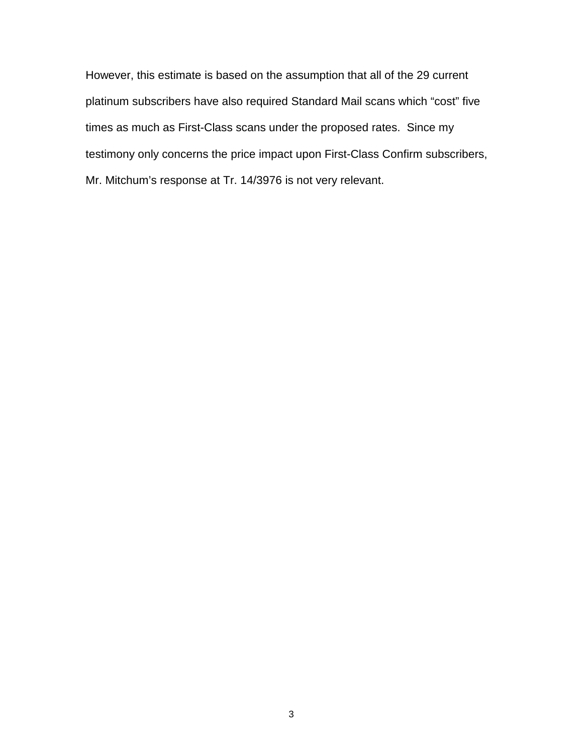However, this estimate is based on the assumption that all of the 29 current platinum subscribers have also required Standard Mail scans which "cost" five times as much as First-Class scans under the proposed rates. Since my testimony only concerns the price impact upon First-Class Confirm subscribers, Mr. Mitchum's response at Tr. 14/3976 is not very relevant.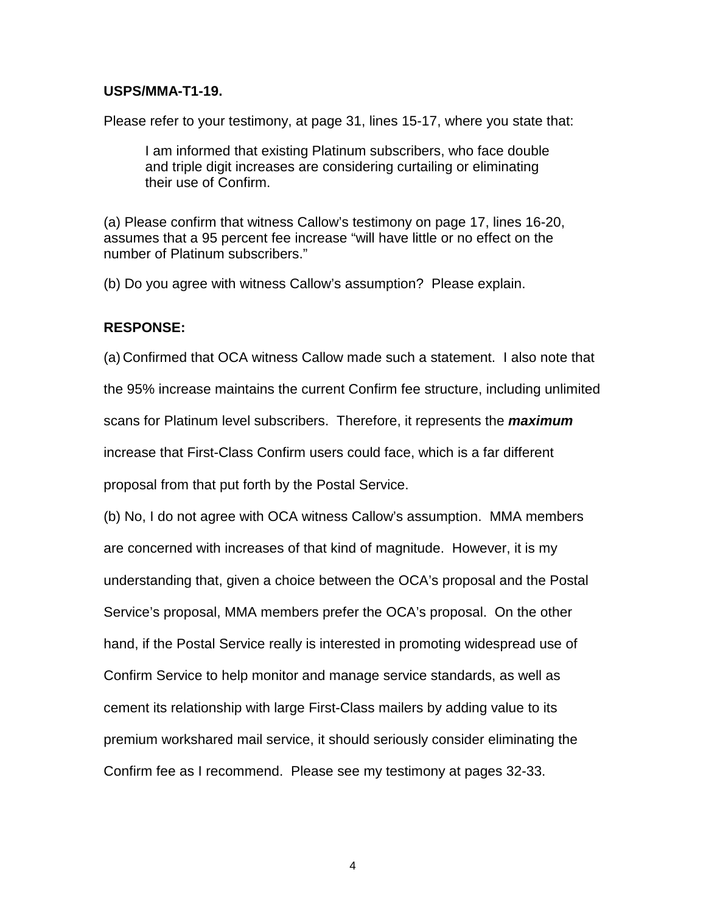**USPS/MMA-T1-19.**

Please refer to your testimony, at page 31, lines 15-17, where you state that:

> I am informed that existing Platinum subscribers, who face double and triple digit increases are considering curtailing or eliminating their use of Confirm.

(a) Please confirm that witness Callow's testimony on page 17, lines 16-20, assumes that a 95 percent fee increase "will have little or no effect on the number of Platinum subscribers."

(b) Do you agree with witness Callow's assumption? Please explain.

**RESPONSE:**

(a) Confirmed that OCA witness Callow made such a statement. I also note that the 95% increase maintains the current Confirm fee structure, including unlimited scans for Platinum level subscribers. Therefore, it represents the ***maximum*** increase that First-Class Confirm users could face, which is a far different proposal from that put forth by the Postal Service.

(b) No, I do not agree with OCA witness Callow's assumption. MMA members are concerned with increases of that kind of magnitude. However, it is my understanding that, given a choice between the OCA's proposal and the Postal Service's proposal, MMA members prefer the OCA's proposal. On the other hand, if the Postal Service really is interested in promoting widespread use of Confirm Service to help monitor and manage service standards, as well as cement its relationship with large First-Class mailers by adding value to its premium workshared mail service, it should seriously consider eliminating the Confirm fee as I recommend. Please see my testimony at pages 32-33.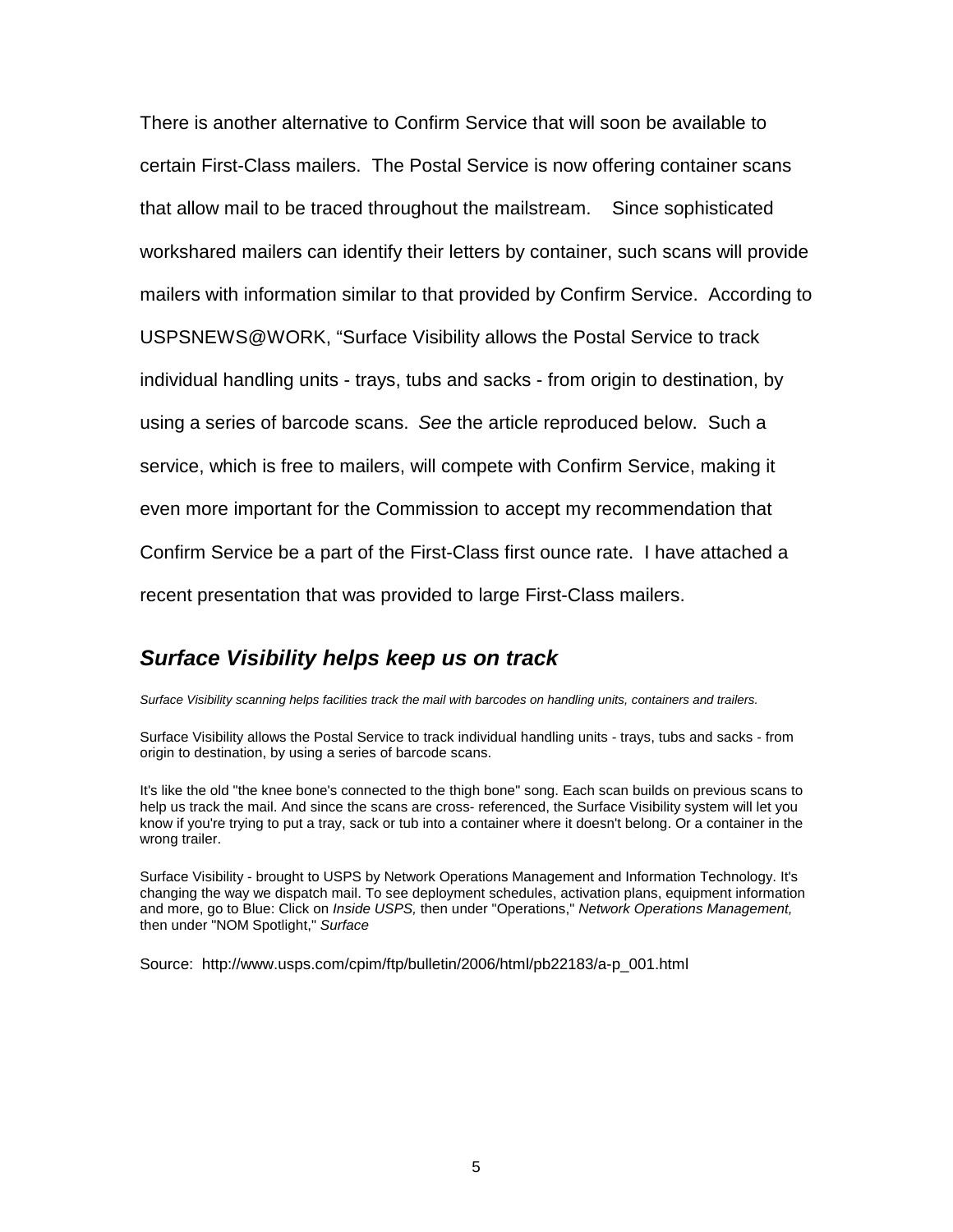There is another alternative to Confirm Service that will soon be available to certain First-Class mailers. The Postal Service is now offering container scans that allow mail to be traced throughout the mailstream. Since sophisticated workshared mailers can identify their letters by container, such scans will provide mailers with information similar to that provided by Confirm Service. According to USPSNEWS@WORK, "Surface Visibility allows the Postal Service to track individual handling units - trays, tubs and sacks - from origin to destination, by using a series of barcode scans. *See* the article reproduced below. Such a service, which is free to mailers, will compete with Confirm Service, making it even more important for the Commission to accept my recommendation that Confirm Service be a part of the First-Class first ounce rate. I have attached a recent presentation that was provided to large First-Class mailers.

## ***Surface Visibility helps keep us on track***

*Surface Visibility scanning helps facilities track the mail with barcodes on handling units, containers and trailers.*

Surface Visibility allows the Postal Service to track individual handling units - trays, tubs and sacks - from origin to destination, by using a series of barcode scans.

It's like the old "the knee bone's connected to the thigh bone" song. Each scan builds on previous scans to help us track the mail. And since the scans are cross- referenced, the Surface Visibility system will let you know if you're trying to put a tray, sack or tub into a container where it doesn't belong. Or a container in the wrong trailer.

Surface Visibility - brought to USPS by Network Operations Management and Information Technology. It's changing the way we dispatch mail. To see deployment schedules, activation plans, equipment information and more, go to Blue: Click on *Inside USPS,* then under "Operations," *Network Operations Management,* then under "NOM Spotlight," *Surface*

Source: http://www.usps.com/cpim/ftp/bulletin/2006/html/pb22183/a-p_001.html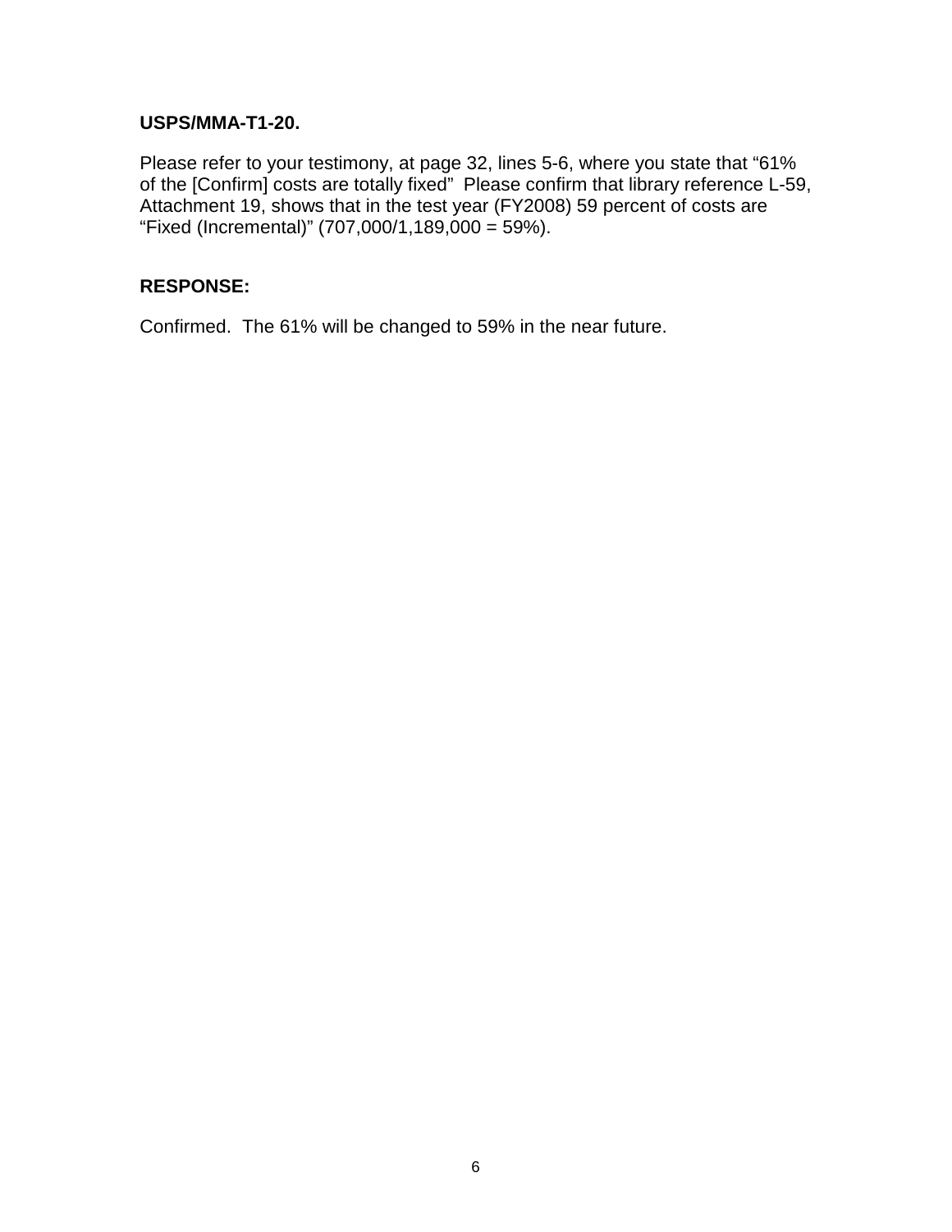**USPS/MMA-T1-20.**

Please refer to your testimony, at page 32, lines 5-6, where you state that "61% of the [Confirm] costs are totally fixed"  Please confirm that library reference L-59, Attachment 19, shows that in the test year (FY2008) 59 percent of costs are "Fixed (Incremental)" (707,000/1,189,000 = 59%).

**RESPONSE:**

Confirmed.  The 61% will be changed to 59% in the near future.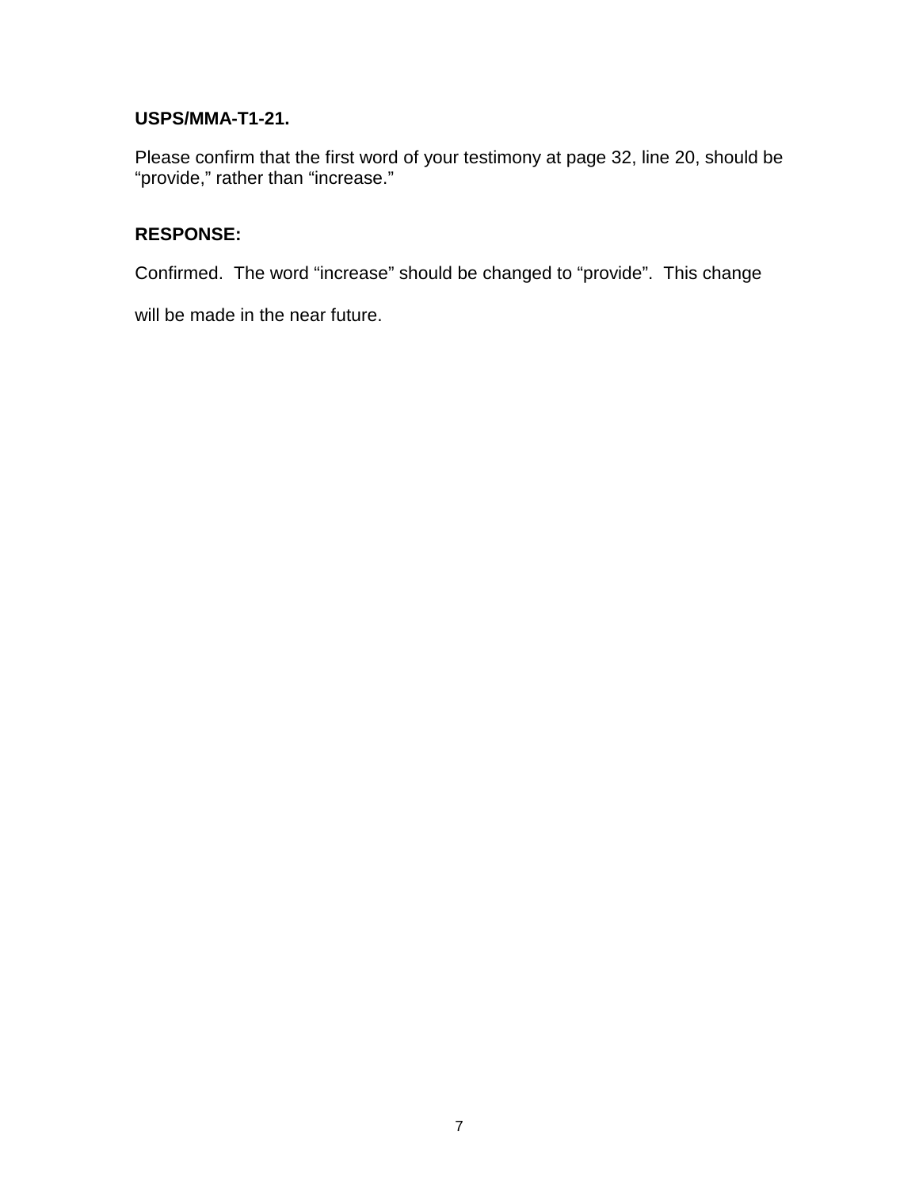**USPS/MMA-T1-21.**

Please confirm that the first word of your testimony at page 32, line 20, should be "provide," rather than "increase."

**RESPONSE:**

Confirmed. The word "increase" should be changed to "provide". This change will be made in the near future.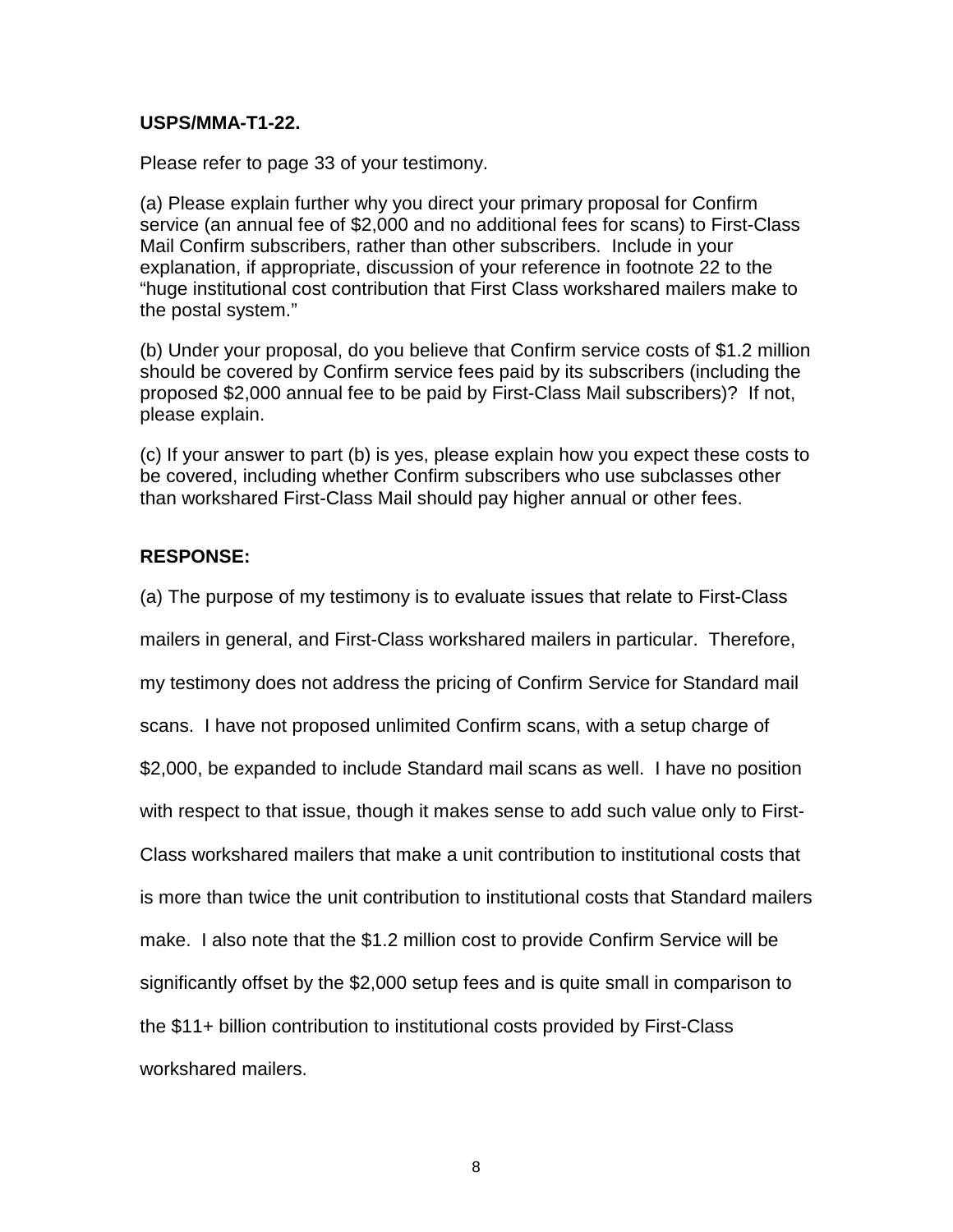**USPS/MMA-T1-22.**

Please refer to page 33 of your testimony.

(a) Please explain further why you direct your primary proposal for Confirm service (an annual fee of $2,000 and no additional fees for scans) to First-Class Mail Confirm subscribers, rather than other subscribers. Include in your explanation, if appropriate, discussion of your reference in footnote 22 to the "huge institutional cost contribution that First Class workshared mailers make to the postal system."

(b) Under your proposal, do you believe that Confirm service costs of $1.2 million should be covered by Confirm service fees paid by its subscribers (including the proposed $2,000 annual fee to be paid by First-Class Mail subscribers)? If not, please explain.

(c) If your answer to part (b) is yes, please explain how you expect these costs to be covered, including whether Confirm subscribers who use subclasses other than workshared First-Class Mail should pay higher annual or other fees.

**RESPONSE:**

(a) The purpose of my testimony is to evaluate issues that relate to First-Class mailers in general, and First-Class workshared mailers in particular. Therefore, my testimony does not address the pricing of Confirm Service for Standard mail scans. I have not proposed unlimited Confirm scans, with a setup charge of $2,000, be expanded to include Standard mail scans as well. I have no position with respect to that issue, though it makes sense to add such value only to First-Class workshared mailers that make a unit contribution to institutional costs that is more than twice the unit contribution to institutional costs that Standard mailers make. I also note that the $1.2 million cost to provide Confirm Service will be significantly offset by the $2,000 setup fees and is quite small in comparison to the $11+ billion contribution to institutional costs provided by First-Class workshared mailers.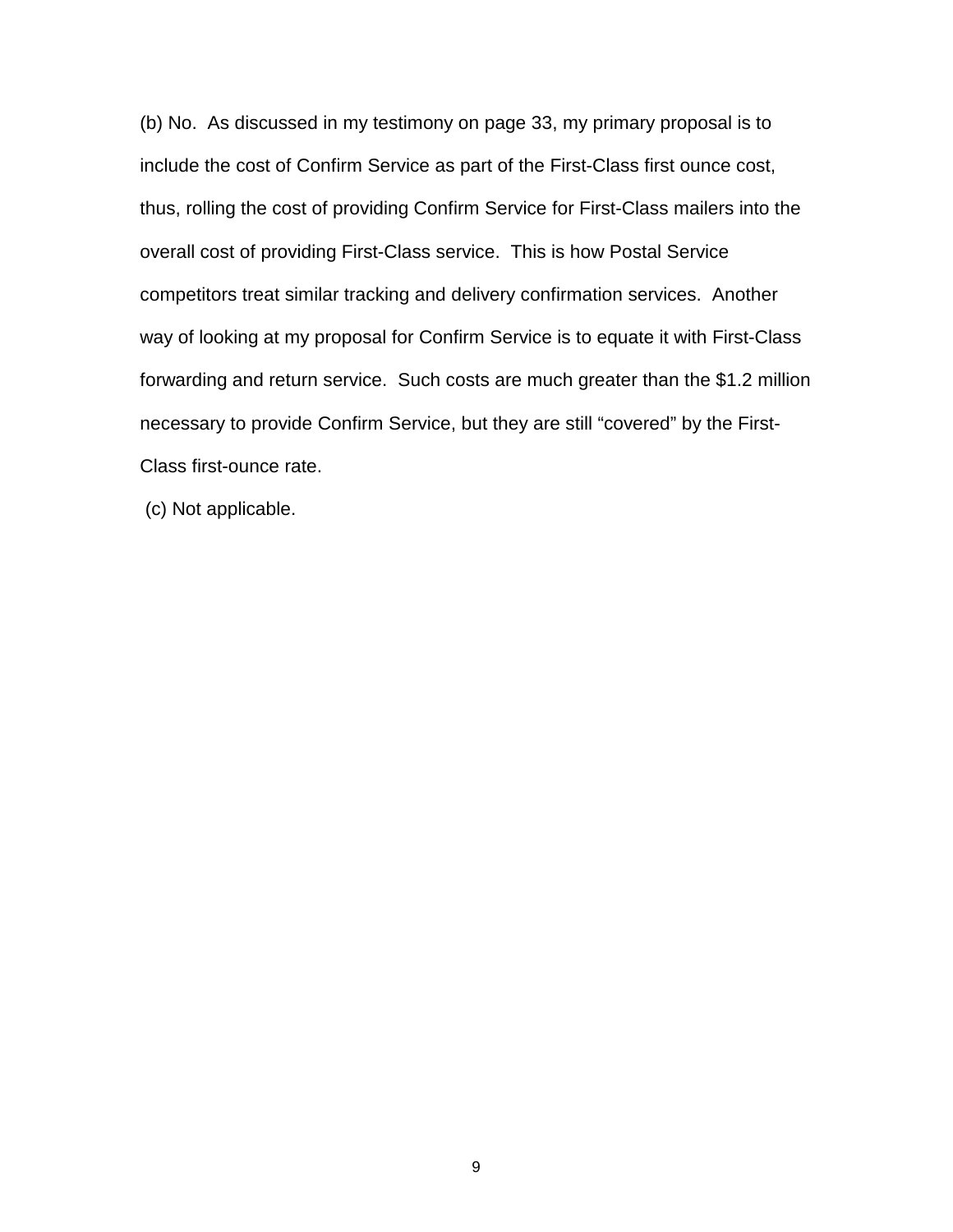(b) No. As discussed in my testimony on page 33, my primary proposal is to include the cost of Confirm Service as part of the First-Class first ounce cost, thus, rolling the cost of providing Confirm Service for First-Class mailers into the overall cost of providing First-Class service. This is how Postal Service competitors treat similar tracking and delivery confirmation services. Another way of looking at my proposal for Confirm Service is to equate it with First-Class forwarding and return service. Such costs are much greater than the $1.2 million necessary to provide Confirm Service, but they are still "covered" by the First-Class first-ounce rate.

(c) Not applicable.